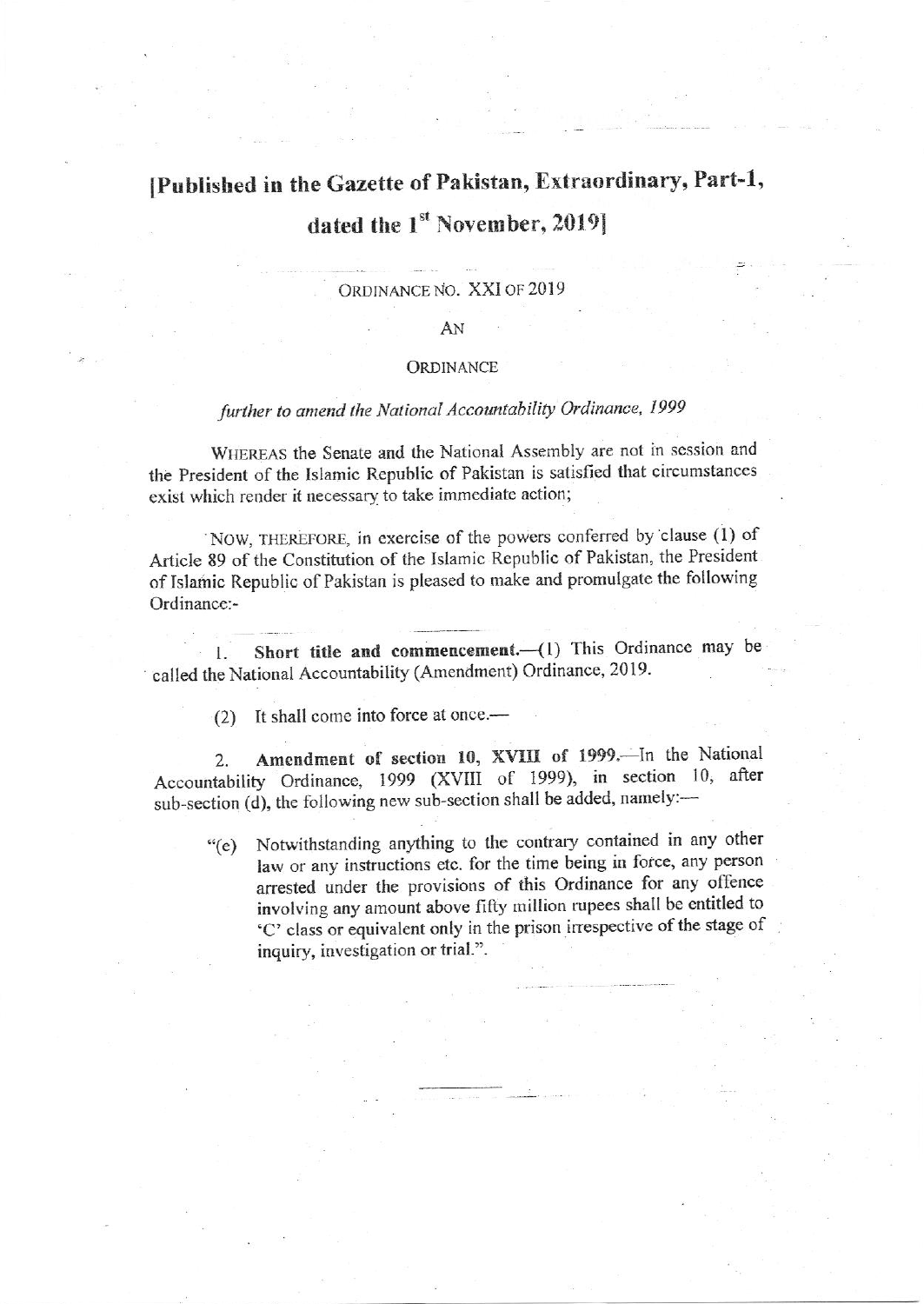# [Published in the Gazette of Pakistan, Extraordinary, Part-1, dated the 1st November, 2019]

ORDINANCE NO. XXI OF 2019

AN

ORDINANCE

*further to amend the National Accountability Ordinance, 1999*

WHEREAS the Senate and the National Assembly are not in session and the President of the Islamic Republic of Pakistan is satisfied that circumstances exist which render it necessary to take immediate action;

NOW, THEREFORE, in exercise of the powers conferred by clause (1) of Article 89 of the Constitution of the Islamic Republic of Pakistan, the President of Islamic Republic of Pakistan is pleased to make and promulgate the following Ordinance:-

1. **Short title and commencement.**—(1) This Ordinance may be called the National Accountability (Amendment) Ordinance, 2019.

   (2) It shall come into force at once.—

2. **Amendment of section 10, XVIII of 1999.**—In the National Accountability Ordinance, 1999 (XVIII of 1999), in section 10, after sub-section (d), the following new sub-section shall be added, namely:—

   "(e) Notwithstanding anything to the contrary contained in any other law or any instructions etc. for the time being in force, any person arrested under the provisions of this Ordinance for any offence involving any amount above fifty million rupees shall be entitled to 'C' class or equivalent only in the prison irrespective of the stage of inquiry, investigation or trial.".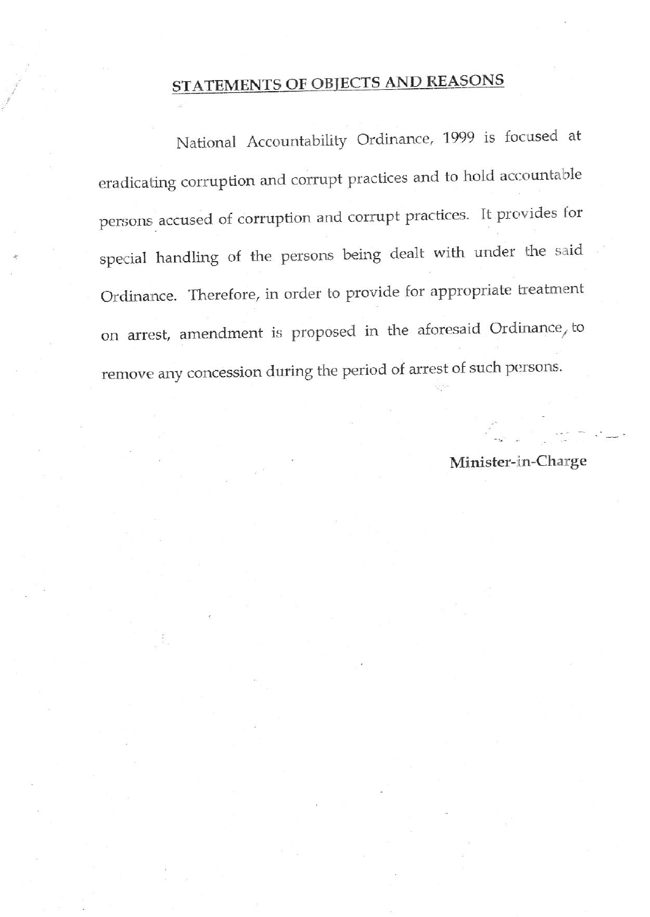## STATEMENTS OF OBJECTS AND REASONS

National Accountability Ordinance, 1999 is focused at eradicating corruption and corrupt practices and to hold accountable persons accused of corruption and corrupt practices. It provides for special handling of the persons being dealt with under the said Ordinance. Therefore, in order to provide for appropriate treatment on arrest, amendment is proposed in the aforesaid Ordinance, to remove any concession during the period of arrest of such persons.

**Minister-in-Charge**